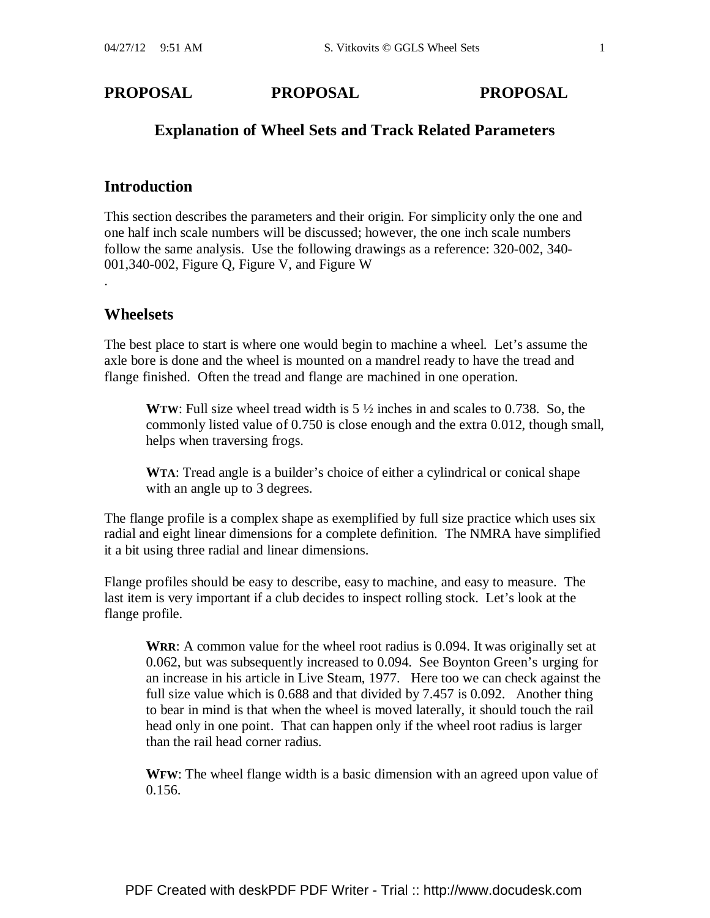**PROPOSAL PROPOSAL PROPOSAL**

## Explanation of Wheel Sets and Track Related Parameters

### Introduction

This section describes the parameters and their origin. For simplicity only the one and one half inch scale numbers will be discussed; however, the one inch scale numbers follow the same analysis. Use the following drawings as a reference: 320-002, 340-001,340-002, Figure Q, Figure V, and Figure W

.

### Wheelsets

The best place to start is where one would begin to machine a wheel. Let's assume the axle bore is done and the wheel is mounted on a mandrel ready to have the tread and flange finished. Often the tread and flange are machined in one operation.

> **WTW**: Full size wheel tread width is 5 ½ inches in and scales to 0.738. So, the commonly listed value of 0.750 is close enough and the extra 0.012, though small, helps when traversing frogs.
>
> **WTA**: Tread angle is a builder's choice of either a cylindrical or conical shape with an angle up to 3 degrees.

The flange profile is a complex shape as exemplified by full size practice which uses six radial and eight linear dimensions for a complete definition. The NMRA have simplified it a bit using three radial and linear dimensions.

Flange profiles should be easy to describe, easy to machine, and easy to measure. The last item is very important if a club decides to inspect rolling stock. Let's look at the flange profile.

> **WRR**: A common value for the wheel root radius is 0.094. It was originally set at 0.062, but was subsequently increased to 0.094. See Boynton Green's urging for an increase in his article in Live Steam, 1977. Here too we can check against the full size value which is 0.688 and that divided by 7.457 is 0.092. Another thing to bear in mind is that when the wheel is moved laterally, it should touch the rail head only in one point. That can happen only if the wheel root radius is larger than the rail head corner radius.
>
> **WFW**: The wheel flange width is a basic dimension with an agreed upon value of 0.156.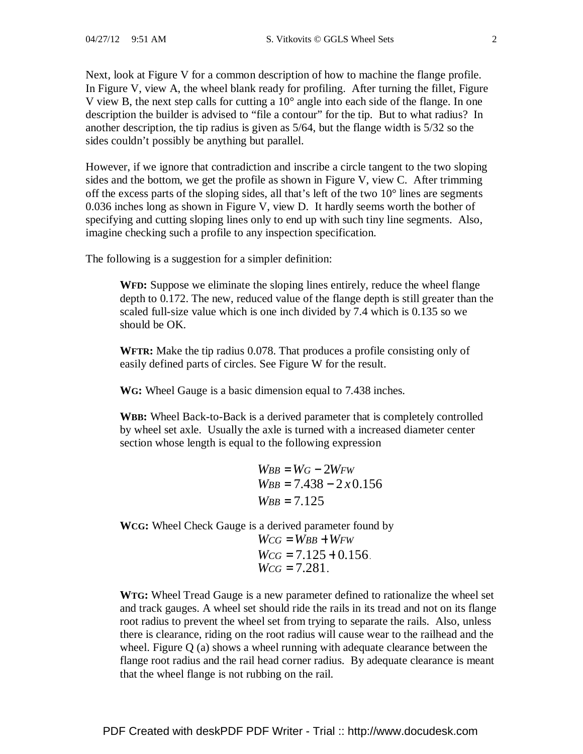Next, look at Figure V for a common description of how to machine the flange profile. In Figure V, view A, the wheel blank ready for profiling. After turning the fillet, Figure V view B, the next step calls for cutting a 10° angle into each side of the flange. In one description the builder is advised to "file a contour" for the tip. But to what radius? In another description, the tip radius is given as 5/64, but the flange width is 5/32 so the sides couldn't possibly be anything but parallel.

However, if we ignore that contradiction and inscribe a circle tangent to the two sloping sides and the bottom, we get the profile as shown in Figure V, view C. After trimming off the excess parts of the sloping sides, all that's left of the two 10° lines are segments 0.036 inches long as shown in Figure V, view D. It hardly seems worth the bother of specifying and cutting sloping lines only to end up with such tiny line segments. Also, imagine checking such a profile to any inspection specification.

The following is a suggestion for a simpler definition:

> **WFD:** Suppose we eliminate the sloping lines entirely, reduce the wheel flange depth to 0.172. The new, reduced value of the flange depth is still greater than the scaled full-size value which is one inch divided by 7.4 which is 0.135 so we should be OK.
>
> **WFTR:** Make the tip radius 0.078. That produces a profile consisting only of easily defined parts of circles. See Figure W for the result.
>
> **WG:** Wheel Gauge is a basic dimension equal to 7.438 inches.
>
> **WBB:** Wheel Back-to-Back is a derived parameter that is completely controlled by wheel set axle. Usually the axle is turned with a increased diameter center section whose length is equal to the following expression
>
> $$W_{BB} = W_G - 2W_{FW}$$
> $$W_{BB} = 7.438 - 2\,x\,0.156$$
> $$W_{BB} = 7.125$$
>
> **WCG:** Wheel Check Gauge is a derived parameter found by
>
> $$W_{CG} = W_{BB} + W_{FW}$$
> $$W_{CG} = 7.125 + 0.156.$$
> $$W_{CG} = 7.281.$$
>
> **WTG:** Wheel Tread Gauge is a new parameter defined to rationalize the wheel set and track gauges. A wheel set should ride the rails in its tread and not on its flange root radius to prevent the wheel set from trying to separate the rails. Also, unless there is clearance, riding on the root radius will cause wear to the railhead and the wheel. Figure Q (a) shows a wheel running with adequate clearance between the flange root radius and the rail head corner radius. By adequate clearance is meant that the wheel flange is not rubbing on the rail.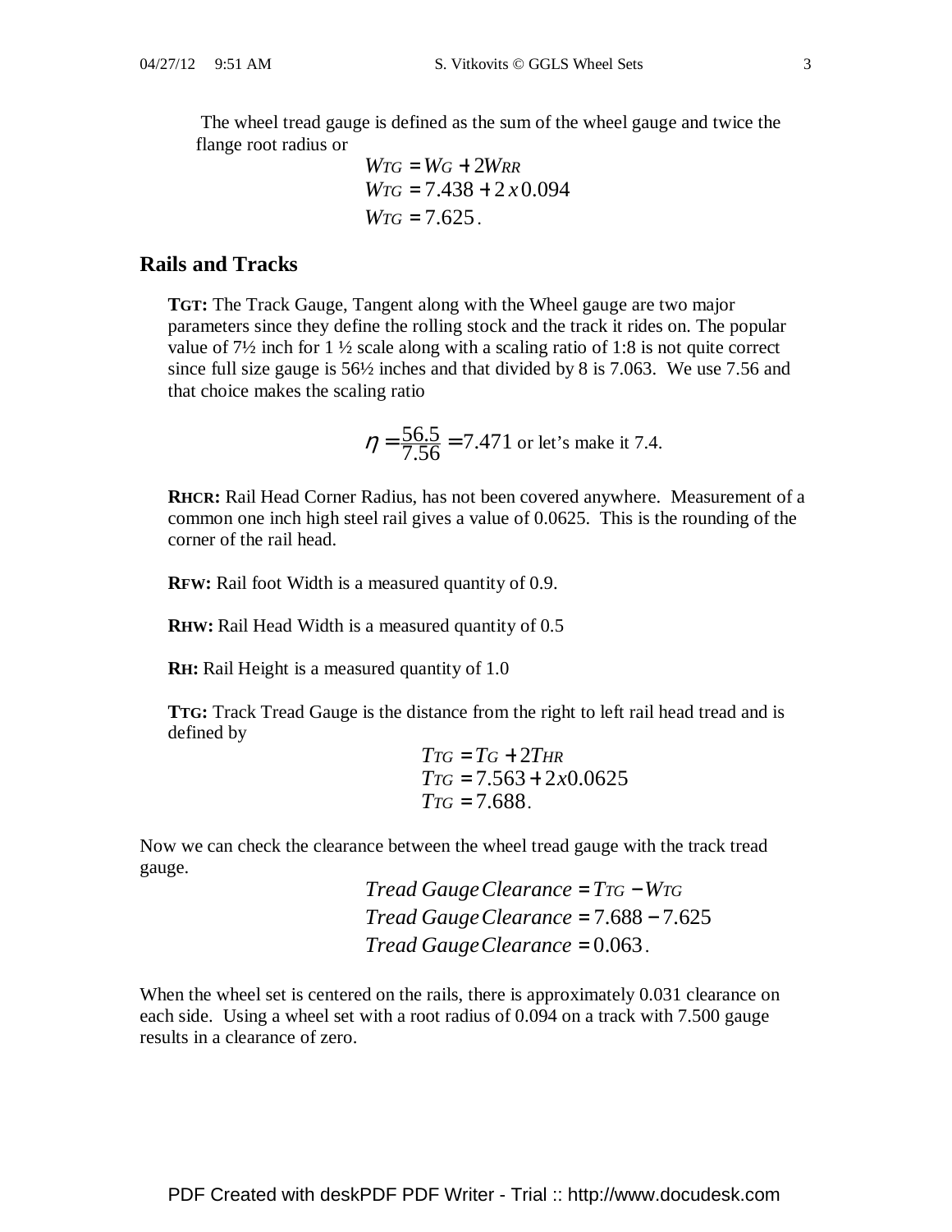The wheel tread gauge is defined as the sum of the wheel gauge and twice the flange root radius or

$$W_{TG} = W_G + 2W_{RR}$$
$$W_{TG} = 7.438 + 2\,x\,0.094$$
$$W_{TG} = 7.625.$$

## Rails and Tracks

**TGT:** The Track Gauge, Tangent along with the Wheel gauge are two major parameters since they define the rolling stock and the track it rides on. The popular value of 7½ inch for 1 ½ scale along with a scaling ratio of 1:8 is not quite correct since full size gauge is 56½ inches and that divided by 8 is 7.063. We use 7.56 and that choice makes the scaling ratio

$$\eta = \frac{56.5}{7.56} = 7.471 \text{ or let's make it 7.4.}$$

**RHCR:** Rail Head Corner Radius, has not been covered anywhere. Measurement of a common one inch high steel rail gives a value of 0.0625. This is the rounding of the corner of the rail head.

**RFW:** Rail foot Width is a measured quantity of 0.9.

**RHW:** Rail Head Width is a measured quantity of 0.5

**RH:** Rail Height is a measured quantity of 1.0

**TTG:** Track Tread Gauge is the distance from the right to left rail head tread and is defined by

$$T_{TG} = T_G + 2T_{HR}$$
$$T_{TG} = 7.563 + 2x0.0625$$
$$T_{TG} = 7.688.$$

Now we can check the clearance between the wheel tread gauge with the track tread gauge.

$$Tread\,Gauge\,Clearance = T_{TG} - W_{TG}$$
$$Tread\,Gauge\,Clearance = 7.688 - 7.625$$
$$Tread\,Gauge\,Clearance = 0.063.$$

When the wheel set is centered on the rails, there is approximately 0.031 clearance on each side. Using a wheel set with a root radius of 0.094 on a track with 7.500 gauge results in a clearance of zero.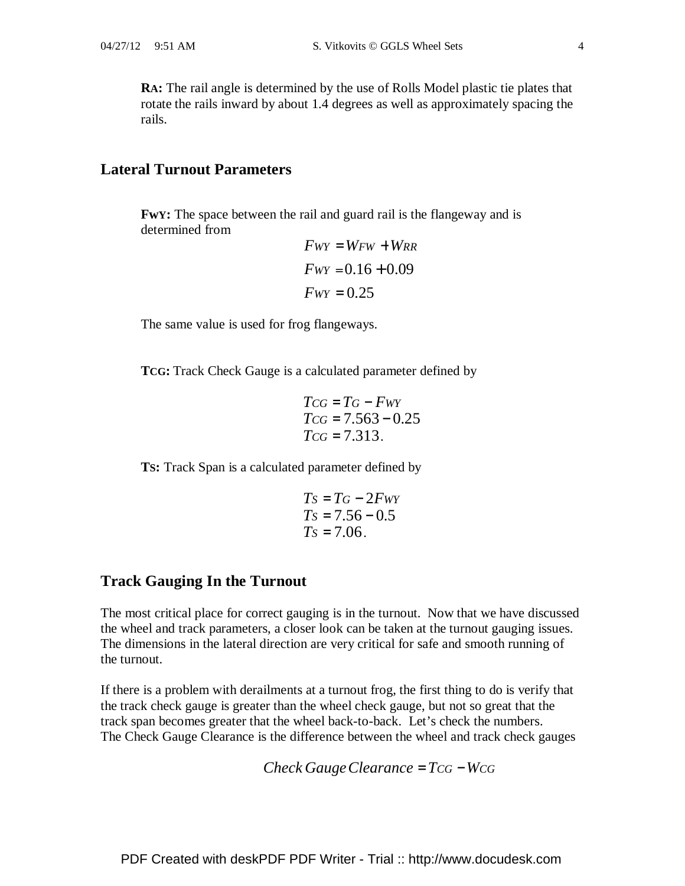**RA:** The rail angle is determined by the use of Rolls Model plastic tie plates that rotate the rails inward by about 1.4 degrees as well as approximately spacing the rails.

## Lateral Turnout Parameters

**FWY:** The space between the rail and guard rail is the flangeway and is determined from

$$F_{WY} = W_{FW} + W_{RR}$$
$$F_{WY} = 0.16 + 0.09$$
$$F_{WY} = 0.25$$

The same value is used for frog flangeways.

**TCG:** Track Check Gauge is a calculated parameter defined by

$$T_{CG} = T_G - F_{WY}$$
$$T_{CG} = 7.563 - 0.25$$
$$T_{CG} = 7.313.$$

**TS:** Track Span is a calculated parameter defined by

$$T_S = T_G - 2F_{WY}$$
$$T_S = 7.56 - 0.5$$
$$T_S = 7.06.$$

## Track Gauging In the Turnout

The most critical place for correct gauging is in the turnout. Now that we have discussed the wheel and track parameters, a closer look can be taken at the turnout gauging issues. The dimensions in the lateral direction are very critical for safe and smooth running of the turnout.

If there is a problem with derailments at a turnout frog, the first thing to do is verify that the track check gauge is greater than the wheel check gauge, but not so great that the track span becomes greater that the wheel back-to-back. Let's check the numbers. The Check Gauge Clearance is the difference between the wheel and track check gauges

$$Check\ Gauge\ Clearance = T_{CG} - W_{CG}$$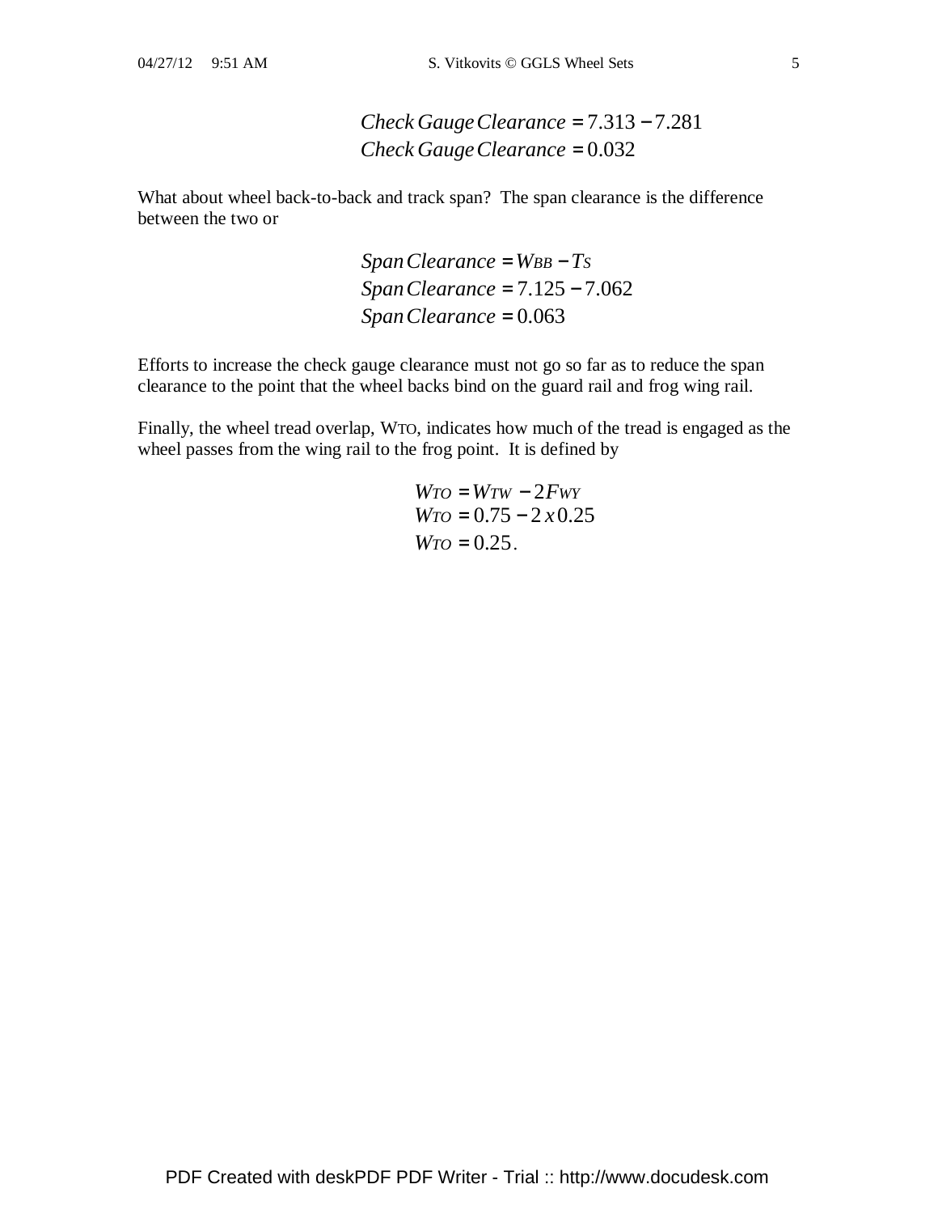$$Check\,Gauge\,Clearance = 7.313 - 7.281$$
$$Check\,Gauge\,Clearance = 0.032$$

What about wheel back-to-back and track span? The span clearance is the difference between the two or

$$Span\,Clearance = W_{BB} - T_S$$
$$Span\,Clearance = 7.125 - 7.062$$
$$Span\,Clearance = 0.063$$

Efforts to increase the check gauge clearance must not go so far as to reduce the span clearance to the point that the wheel backs bind on the guard rail and frog wing rail.

Finally, the wheel tread overlap, $W_{TO}$, indicates how much of the tread is engaged as the wheel passes from the wing rail to the frog point. It is defined by

$$W_{TO} = W_{TW} - 2F_{WY}$$
$$W_{TO} = 0.75 - 2\,x\,0.25$$
$$W_{TO} = 0.25.$$